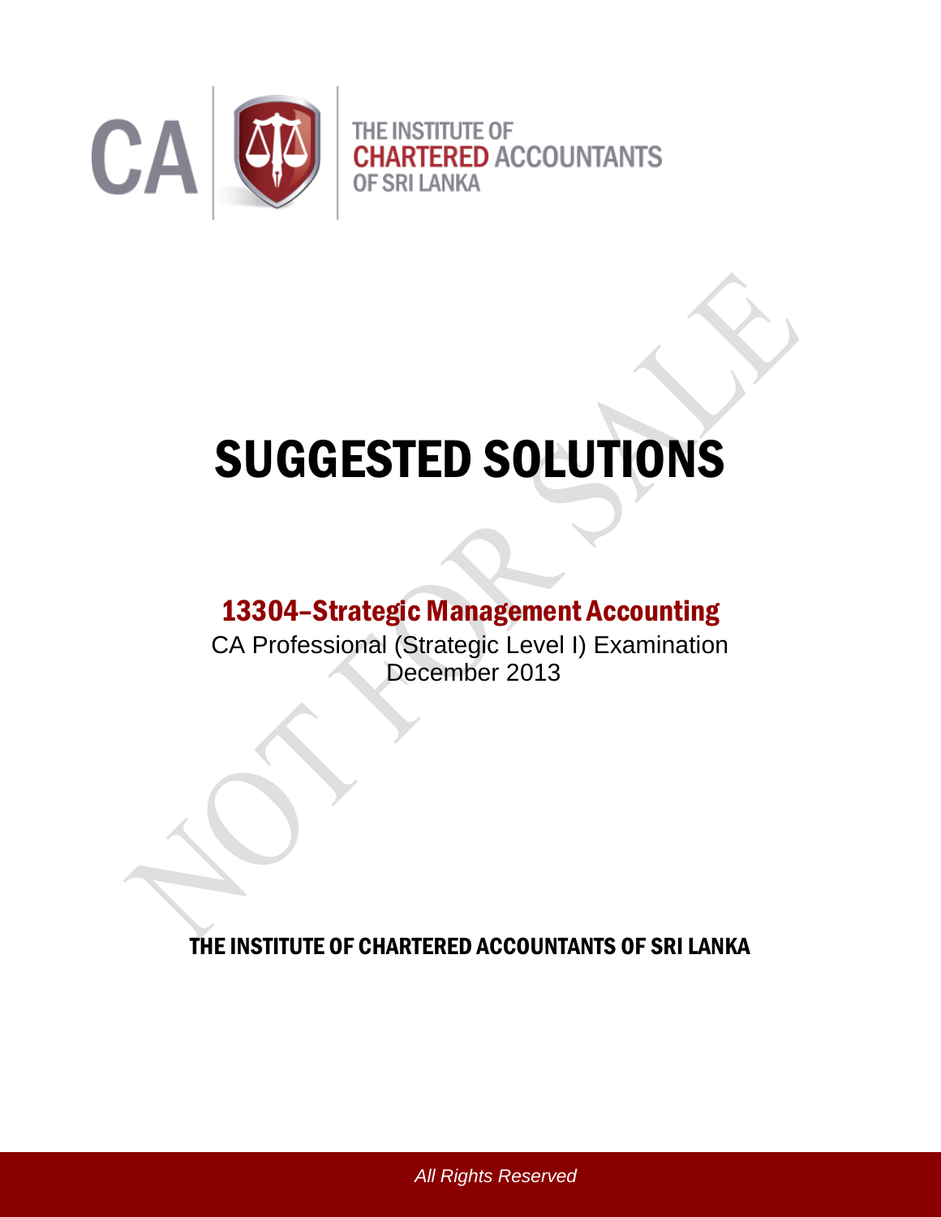CA

THE INSTITUTE OF
CHARTERED ACCOUNTANTS
OF SRI LANKA

# SUGGESTED SOLUTIONS

## 13304–Strategic Management Accounting

CA Professional (Strategic Level I) Examination
December 2013

THE INSTITUTE OF CHARTERED ACCOUNTANTS OF SRI LANKA

*All Rights Reserved*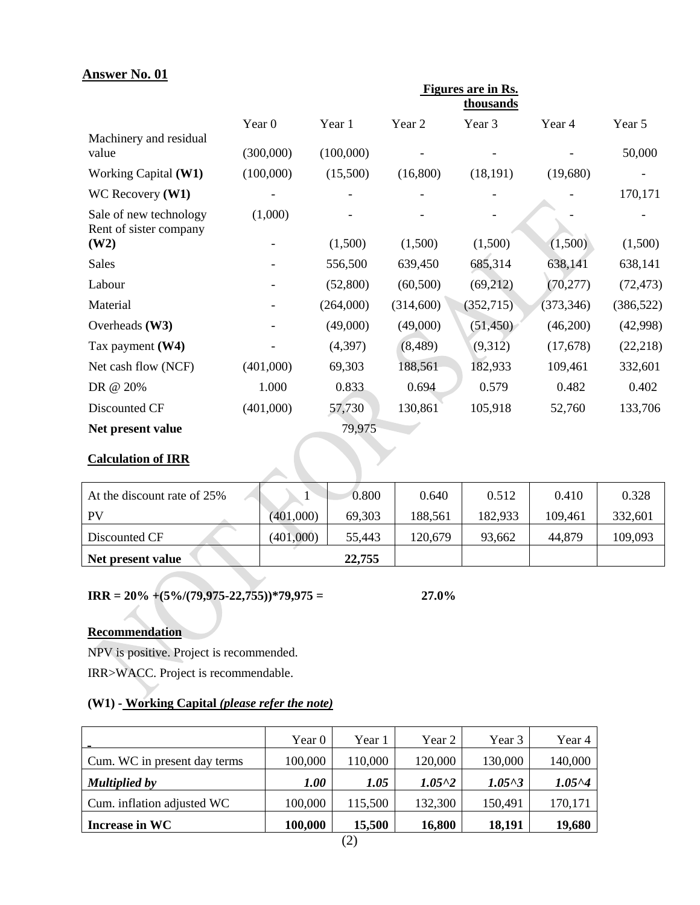## Answer No. 01

**Figures are in Rs. thousands**

| | Year 0 | Year 1 | Year 2 | Year 3 | Year 4 | Year 5 |
|---|---|---|---|---|---|---|
| Machinery and residual value | (300,000) | (100,000) | - | - | - | 50,000 |
| Working Capital **(W1)** | (100,000) | (15,500) | (16,800) | (18,191) | (19,680) | - |
| WC Recovery **(W1)** | - | - | - | - | - | 170,171 |
| Sale of new technology | (1,000) | - | - | - | - | - |
| Rent of sister company **(W2)** | - | (1,500) | (1,500) | (1,500) | (1,500) | (1,500) |
| Sales | - | 556,500 | 639,450 | 685,314 | 638,141 | 638,141 |
| Labour | - | (52,800) | (60,500) | (69,212) | (70,277) | (72,473) |
| Material | - | (264,000) | (314,600) | (352,715) | (373,346) | (386,522) |
| Overheads **(W3)** | - | (49,000) | (49,000) | (51,450) | (46,200) | (42,998) |
| Tax payment **(W4)** | - | (4,397) | (8,489) | (9,312) | (17,678) | (22,218) |
| Net cash flow (NCF) | (401,000) | 69,303 | 188,561 | 182,933 | 109,461 | 332,601 |
| DR @ 20% | 1.000 | 0.833 | 0.694 | 0.579 | 0.482 | 0.402 |
| Discounted CF | (401,000) | 57,730 | 130,861 | 105,918 | 52,760 | 133,706 |
| **Net present value** | | 79,975 | | | | |

**Calculation of IRR**

| | | | | | | |
|---|---|---|---|---|---|---|
| At the discount rate of 25% | 1 | 0.800 | 0.640 | 0.512 | 0.410 | 0.328 |
| PV | (401,000) | 69,303 | 188,561 | 182,933 | 109,461 | 332,601 |
| Discounted CF | (401,000) | 55,443 | 120,679 | 93,662 | 44,879 | 109,093 |
| **Net present value** | | **22,755** | | | | |

**IRR = 20% +(5%/(79,975-22,755))\*79,975 = 27.0%**

**Recommendation**

NPV is positive. Project is recommended.

IRR>WACC. Project is recommendable.

**(W1) - Working Capital *(please refer the note)***

| | Year 0 | Year 1 | Year 2 | Year 3 | Year 4 |
|---|---|---|---|---|---|
| Cum. WC in present day terms | 100,000 | 110,000 | 120,000 | 130,000 | 140,000 |
| ***Multiplied by*** | ***1.00*** | ***1.05*** | ***1.05^2*** | ***1.05^3*** | ***1.05^4*** |
| Cum. inflation adjusted WC | 100,000 | 115,500 | 132,300 | 150,491 | 170,171 |
| **Increase in WC** | **100,000** | **15,500** | **16,800** | **18,191** | **19,680** |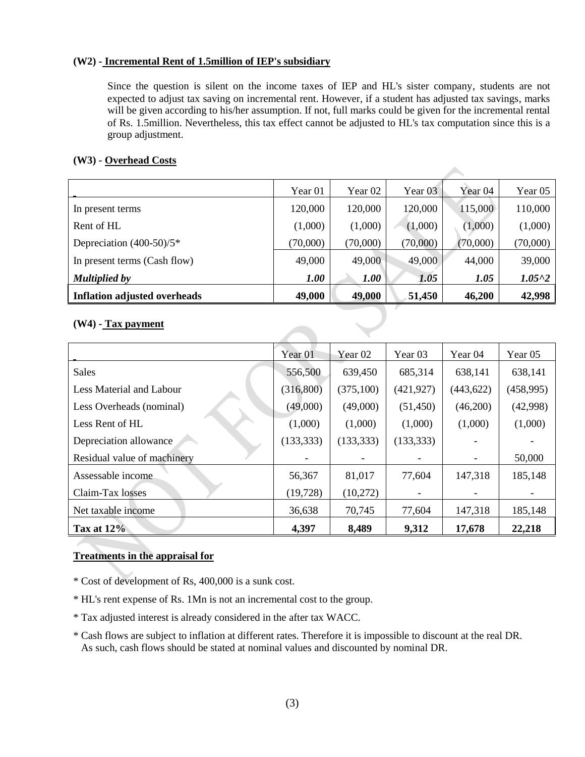**(W2) - Incremental Rent of 1.5million of IEP's subsidiary**

Since the question is silent on the income taxes of IEP and HL's sister company, students are not expected to adjust tax saving on incremental rent. However, if a student has adjusted tax savings, marks will be given according to his/her assumption. If not, full marks could be given for the incremental rental of Rs. 1.5million. Nevertheless, this tax effect cannot be adjusted to HL's tax computation since this is a group adjustment.

**(W3) - Overhead Costs**

| | Year 01 | Year 02 | Year 03 | Year 04 | Year 05 |
|---|---|---|---|---|---|
| In present terms | 120,000 | 120,000 | 120,000 | 115,000 | 110,000 |
| Rent of HL | (1,000) | (1,000) | (1,000) | (1,000) | (1,000) |
| Depreciation (400-50)/5* | (70,000) | (70,000) | (70,000) | (70,000) | (70,000) |
| In present terms (Cash flow) | 49,000 | 49,000 | 49,000 | 44,000 | 39,000 |
| ***Multiplied by*** | ***1.00*** | ***1.00*** | ***1.05*** | ***1.05*** | ***1.05^2*** |
| **Inflation adjusted overheads** | **49,000** | **49,000** | **51,450** | **46,200** | **42,998** |

**(W4) - Tax payment**

| | Year 01 | Year 02 | Year 03 | Year 04 | Year 05 |
|---|---|---|---|---|---|
| Sales | 556,500 | 639,450 | 685,314 | 638,141 | 638,141 |
| Less Material and Labour | (316,800) | (375,100) | (421,927) | (443,622) | (458,995) |
| Less Overheads (nominal) | (49,000) | (49,000) | (51,450) | (46,200) | (42,998) |
| Less Rent of HL | (1,000) | (1,000) | (1,000) | (1,000) | (1,000) |
| Depreciation allowance | (133,333) | (133,333) | (133,333) | - | - |
| Residual value of machinery | - | - | - | - | 50,000 |
| Assessable income | 56,367 | 81,017 | 77,604 | 147,318 | 185,148 |
| Claim-Tax losses | (19,728) | (10,272) | - | - | - |
| Net taxable income | 36,638 | 70,745 | 77,604 | 147,318 | 185,148 |
| **Tax at 12%** | **4,397** | **8,489** | **9,312** | **17,678** | **22,218** |

**Treatments in the appraisal for**

* Cost of development of Rs, 400,000 is a sunk cost.

* HL's rent expense of Rs. 1Mn is not an incremental cost to the group.

* Tax adjusted interest is already considered in the after tax WACC.

* Cash flows are subject to inflation at different rates. Therefore it is impossible to discount at the real DR. As such, cash flows should be stated at nominal values and discounted by nominal DR.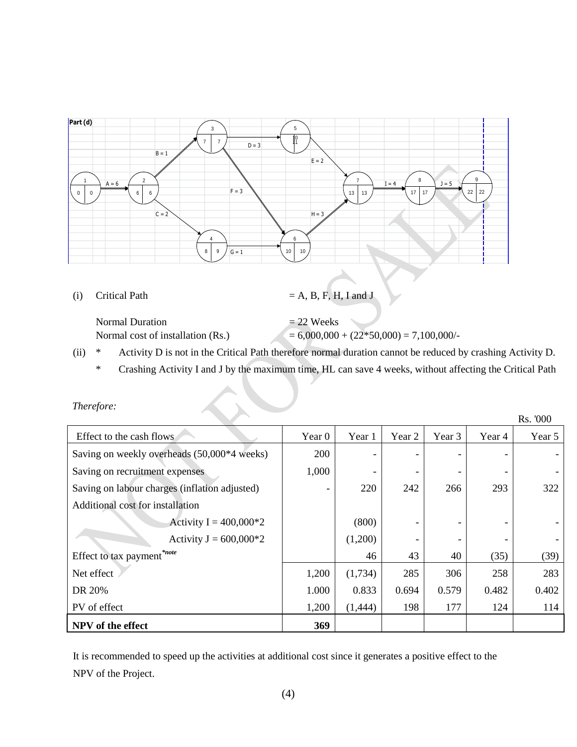Part (d)

1 0 0
A = 6
2 6 6
B = 1
C = 2
3 7 7
4 8 9
D = 3
F = 3
G = 1
5 10 11
6 10 10
E = 2
H = 3
7 13 13
I = 4
8 17 17
J = 5
9 22 22

(i) Critical Path = A, B, F, H, I and J

Normal Duration = 22 Weeks

Normal cost of installation (Rs.) = 6,000,000 + (22*50,000) = 7,100,000/-

(ii)
- * Activity D is not in the Critical Path therefore normal duration cannot be reduced by crashing Activity D.
- * Crashing Activity I and J by the maximum time, HL can save 4 weeks, without affecting the Critical Path

*Therefore:*

Rs. '000

| Effect to the cash flows | Year 0 | Year 1 | Year 2 | Year 3 | Year 4 | Year 5 |
|---|---|---|---|---|---|---|
| Saving on weekly overheads (50,000*4 weeks) | 200 | - | - | - | - | - |
| Saving on recruitment expenses | 1,000 | - | - | - | - | - |
| Saving on labour charges (inflation adjusted) | - | 220 | 242 | 266 | 293 | 322 |
| Additional cost for installation | | | | | | |
| Activity I = 400,000*2 | | (800) | - | - | - | - |
| Activity J = 600,000*2 | | (1,200) | - | - | - | - |
| Effect to tax payment *note | | 46 | 43 | 40 | (35) | (39) |
| Net effect | 1,200 | (1,734) | 285 | 306 | 258 | 283 |
| DR 20% | 1.000 | 0.833 | 0.694 | 0.579 | 0.482 | 0.402 |
| PV of effect | 1,200 | (1,444) | 198 | 177 | 124 | 114 |
| **NPV of the effect** | **369** | | | | | |

It is recommended to speed up the activities at additional cost since it generates a positive effect to the NPV of the Project.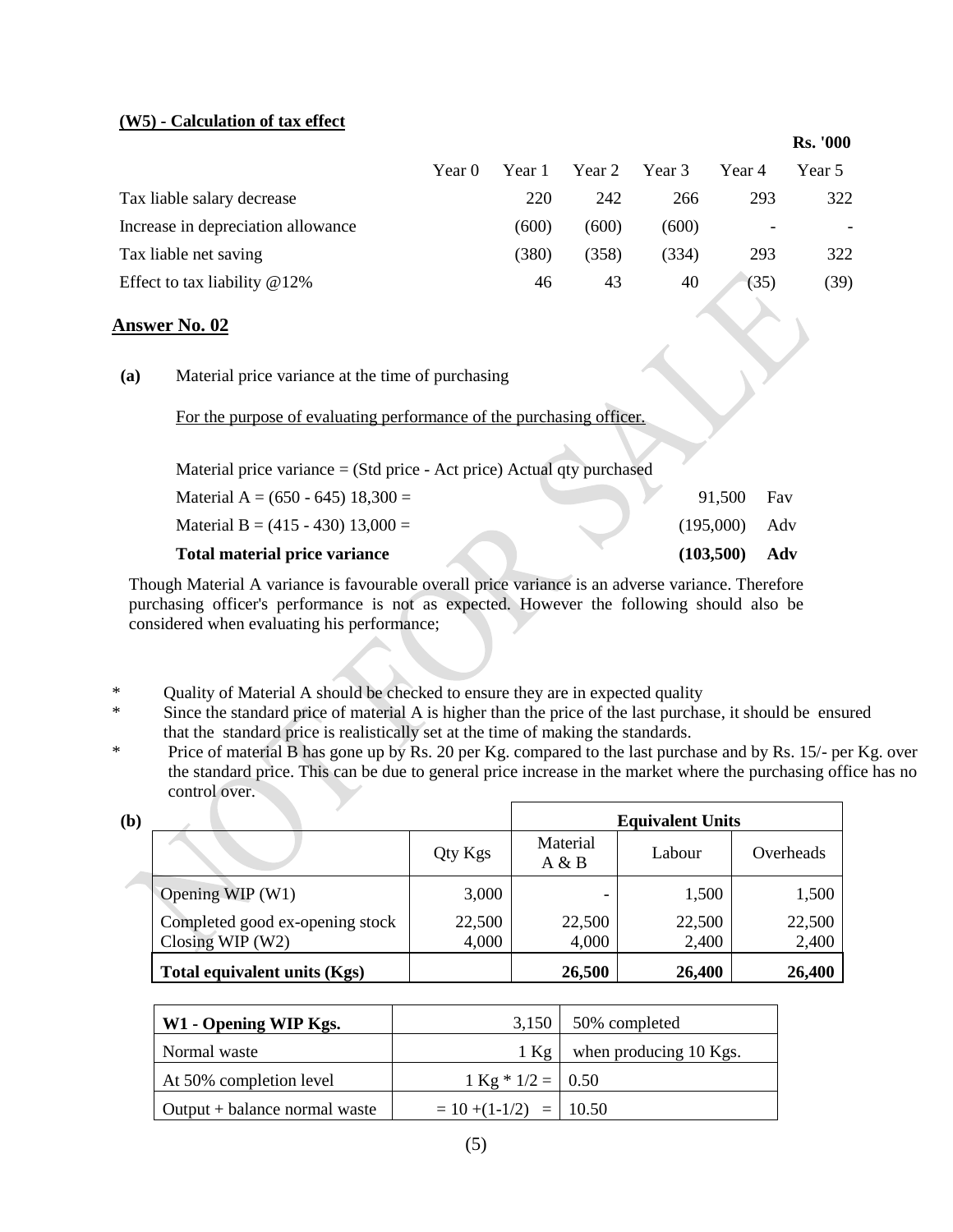**(W5) - Calculation of tax effect**

**Rs. '000**

| | Year 0 | Year 1 | Year 2 | Year 3 | Year 4 | Year 5 |
|---|---|---|---|---|---|---|
| Tax liable salary decrease | | 220 | 242 | 266 | 293 | 322 |
| Increase in depreciation allowance | | (600) | (600) | (600) | - | - |
| Tax liable net saving | | (380) | (358) | (334) | 293 | 322 |
| Effect to tax liability @12% | | 46 | 43 | 40 | (35) | (39) |

## Answer No. 02

**(a)** Material price variance at the time of purchasing

For the purpose of evaluating performance of the purchasing officer.

| | | |
|---|---|---|
| Material price variance = (Std price - Act price) Actual qty purchased | | |
| Material A = (650 - 645) 18,300 = | 91,500 | Fav |
| Material B = (415 - 430) 13,000 = | (195,000) | Adv |
| **Total material price variance** | **(103,500)** | **Adv** |

Though Material A variance is favourable overall price variance is an adverse variance. Therefore purchasing officer's performance is not as expected. However the following should also be considered when evaluating his performance;

- Quality of Material A should be checked to ensure they are in expected quality
- Since the standard price of material A is higher than the price of the last purchase, it should be ensured that the standard price is realistically set at the time of making the standards.
- Price of material B has gone up by Rs. 20 per Kg. compared to the last purchase and by Rs. 15/- per Kg. over the standard price. This can be due to general price increase in the market where the purchasing office has no control over.

**(b)**

| | Qty Kgs | Equivalent Units | | |
|---|---|---|---|---|
| | | Material A & B | Labour | Overheads |
| Opening WIP (W1) | 3,000 | - | 1,500 | 1,500 |
| Completed good ex-opening stock | 22,500 | 22,500 | 22,500 | 22,500 |
| Closing WIP (W2) | 4,000 | 4,000 | 2,400 | 2,400 |
| **Total equivalent units (Kgs)** | | **26,500** | **26,400** | **26,400** |

| **W1 - Opening WIP Kgs.** | 3,150 | 50% completed |
|---|---|---|
| Normal waste | 1 Kg | when producing 10 Kgs. |
| At 50% completion level | 1 Kg * 1/2 = | 0.50 |
| Output + balance normal waste | = 10 +(1-1/2) = | 10.50 |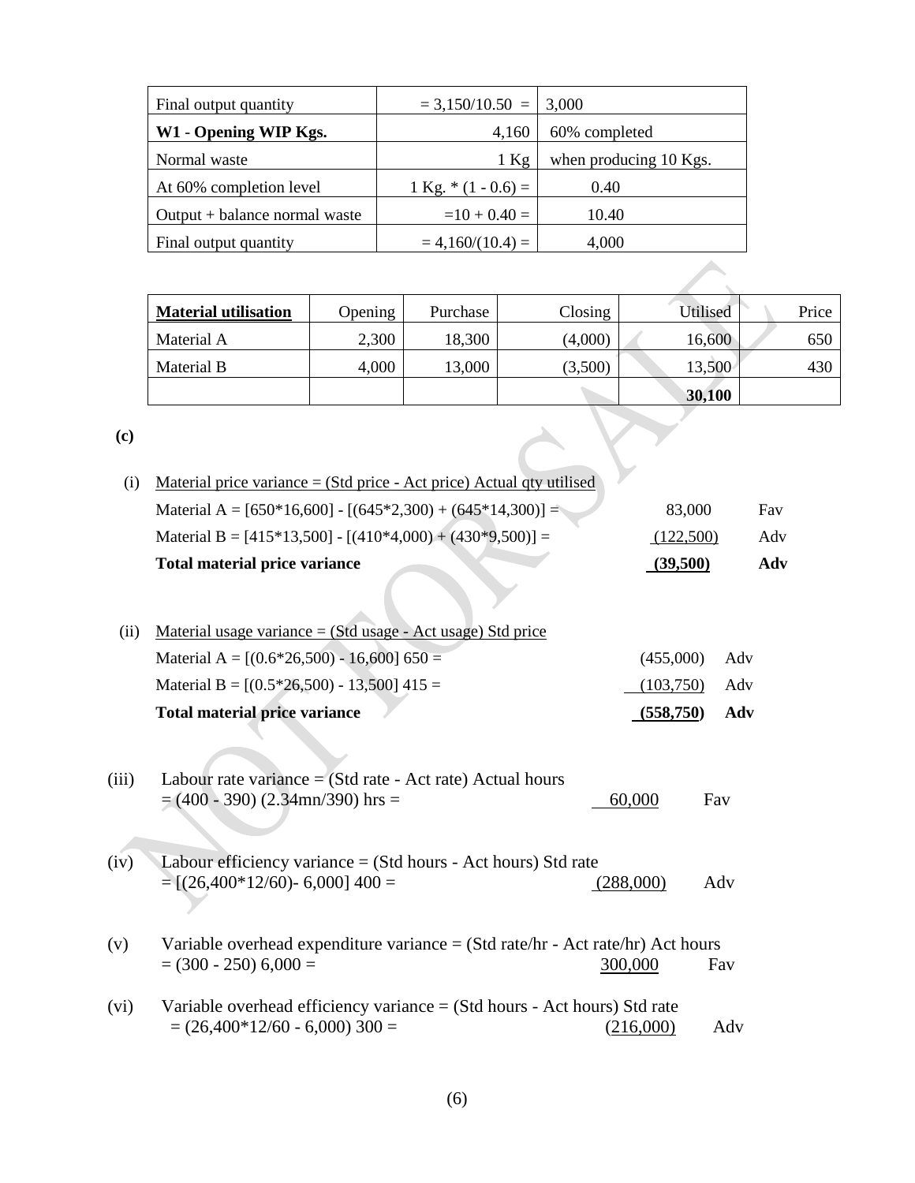| | | |
|---|---|---|
| Final output quantity | = 3,150/10.50 = | 3,000 |
| **W1 - Opening WIP Kgs.** | 4,160 | 60% completed |
| Normal waste | 1 Kg | when producing 10 Kgs. |
| At 60% completion level | 1 Kg. * (1 - 0.6) = | 0.40 |
| Output + balance normal waste | =10 + 0.40 = | 10.40 |
| Final output quantity | = 4,160/(10.4) = | 4,000 |

| **Material utilisation** | Opening | Purchase | Closing | Utilised | Price |
|---|---|---|---|---|---|
| Material A | 2,300 | 18,300 | (4,000) | 16,600 | 650 |
| Material B | 4,000 | 13,000 | (3,500) | 13,500 | 430 |
| | | | | **30,100** | |

**(c)**

(i) Material price variance = (Std price - Act price) Actual qty utilised

| | | |
|---|---|---|
| Material A = [650*16,600] - [(645*2,300) + (645*14,300)] = | 83,000 | Fav |
| Material B = [415*13,500] - [(410*4,000) + (430*9,500)] = | (122,500) | Adv |
| **Total material price variance** | **(39,500)** | **Adv** |

(ii) Material usage variance = (Std usage - Act usage) Std price

| | | |
|---|---|---|
| Material A = [(0.6*26,500) - 16,600] 650 = | (455,000) | Adv |
| Material B = [(0.5*26,500) - 13,500] 415 = | (103,750) | Adv |
| **Total material price variance** | **(558,750)** | **Adv** |

(iii) Labour rate variance = (Std rate - Act rate) Actual hours
= (400 - 390) (2.34mn/390) hrs = 60,000 Fav

(iv) Labour efficiency variance = (Std hours - Act hours) Std rate
= [(26,400*12/60)- 6,000] 400 = (288,000) Adv

(v) Variable overhead expenditure variance = (Std rate/hr - Act rate/hr) Act hours
= (300 - 250) 6,000 = 300,000 Fav

(vi) Variable overhead efficiency variance = (Std hours - Act hours) Std rate
= (26,400*12/60 - 6,000) 300 = (216,000) Adv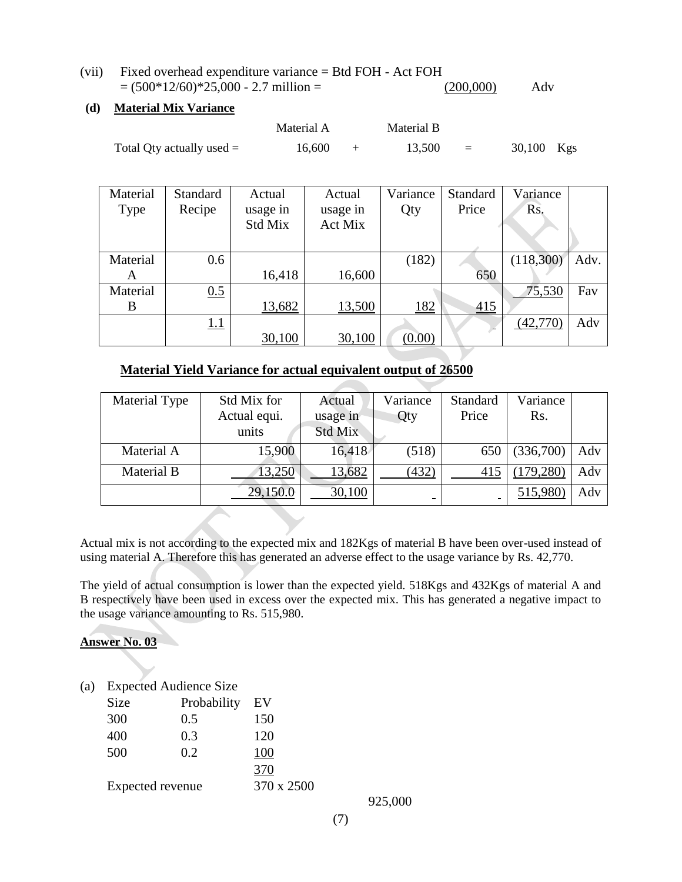(vii) Fixed overhead expenditure variance = Btd FOH - Act FOH
= (500*12/60)*25,000 - 2.7 million = (200,000) Adv

**(d) Material Mix Variance**

| | Material A | | Material B | | | |
|---|---|---|---|---|---|---|
| Total Qty actually used = | 16,600 | + | 13,500 | = | 30,100 | Kgs |

| Material Type | Standard Recipe | Actual usage in Std Mix | Actual usage in Act Mix | Variance Qty | Standard Price | Variance Rs. | |
|---|---|---|---|---|---|---|---|
| Material A | 0.6 | 16,418 | 16,600 | (182) | 650 | (118,300) | Adv. |
| Material B | 0.5 | 13,682 | 13,500 | 182 | 415 | 75,530 | Fav |
| | 1.1 | 30,100 | 30,100 | (0.00) | - | (42,770) | Adv |

**Material Yield Variance for actual equivalent output of 26500**

| Material Type | Std Mix for Actual equi. units | Actual usage in Std Mix | Variance Qty | Standard Price | Variance Rs. | |
|---|---|---|---|---|---|---|
| Material A | 15,900 | 16,418 | (518) | 650 | (336,700) | Adv |
| Material B | 13,250 | 13,682 | (432) | 415 | (179,280) | Adv |
| | 29,150.0 | 30,100 | - | - | 515,980) | Adv |

Actual mix is not according to the expected mix and 182Kgs of material B have been over-used instead of using material A. Therefore this has generated an adverse effect to the usage variance by Rs. 42,770.

The yield of actual consumption is lower than the expected yield. 518Kgs and 432Kgs of material A and B respectively have been used in excess over the expected mix. This has generated a negative impact to the usage variance amounting to Rs. 515,980.

**Answer No. 03**

(a) Expected Audience Size

| Size | Probability | EV |
|---|---|---|
| 300 | 0.5 | 150 |
| 400 | 0.3 | 120 |
| 500 | 0.2 | 100 |
| | | 370 |

Expected revenue 370 x 2500

925,000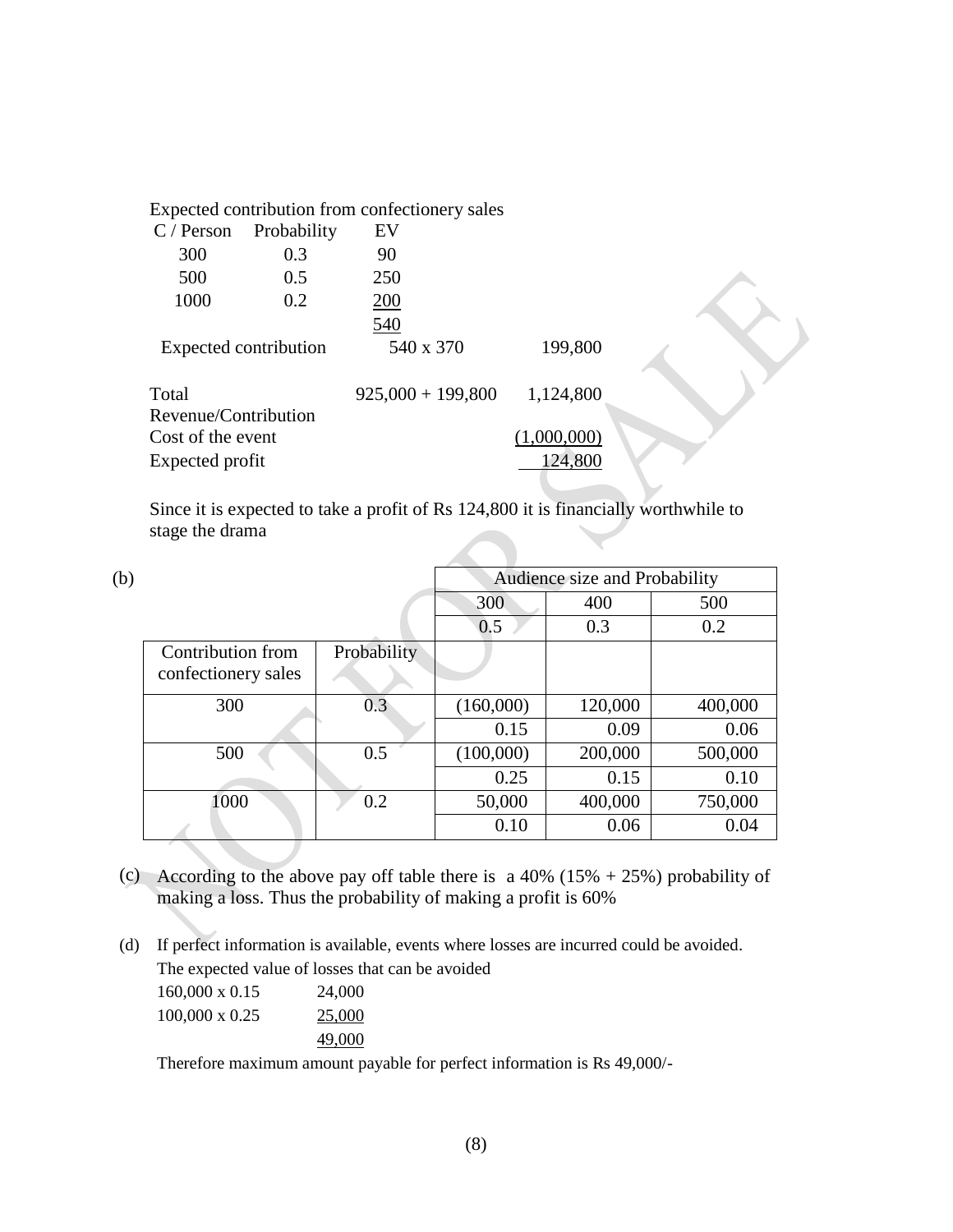Expected contribution from confectionery sales

| C / Person | Probability | EV |
|---|---|---|
| 300 | 0.3 | 90 |
| 500 | 0.5 | 250 |
| 1000 | 0.2 | 200 |
| | | 540 |

| | | |
|---|---|---|
| Expected contribution | 540 x 370 | 199,800 |
| Total Revenue/Contribution | 925,000 + 199,800 | 1,124,800 |
| Cost of the event | | (1,000,000) |
| Expected profit | | 124,800 |

Since it is expected to take a profit of Rs 124,800 it is financially worthwhile to stage the drama

(b)

| | | Audience size and Probability | | |
|---|---|---|---|---|
| | | 300 | 400 | 500 |
| | | 0.5 | 0.3 | 0.2 |
| Contribution from confectionery sales | Probability | | | |
| 300 | 0.3 | (160,000) | 120,000 | 400,000 |
| | | 0.15 | 0.09 | 0.06 |
| 500 | 0.5 | (100,000) | 200,000 | 500,000 |
| | | 0.25 | 0.15 | 0.10 |
| 1000 | 0.2 | 50,000 | 400,000 | 750,000 |
| | | 0.10 | 0.06 | 0.04 |

(c) According to the above pay off table there is a 40% (15% + 25%) probability of making a loss. Thus the probability of making a profit is 60%

(d) If perfect information is available, events where losses are incurred could be avoided.

The expected value of losses that can be avoided

| | |
|---|---|
| 160,000 x 0.15 | 24,000 |
| 100,000 x 0.25 | 25,000 |
| | 49,000 |

Therefore maximum amount payable for perfect information is Rs 49,000/-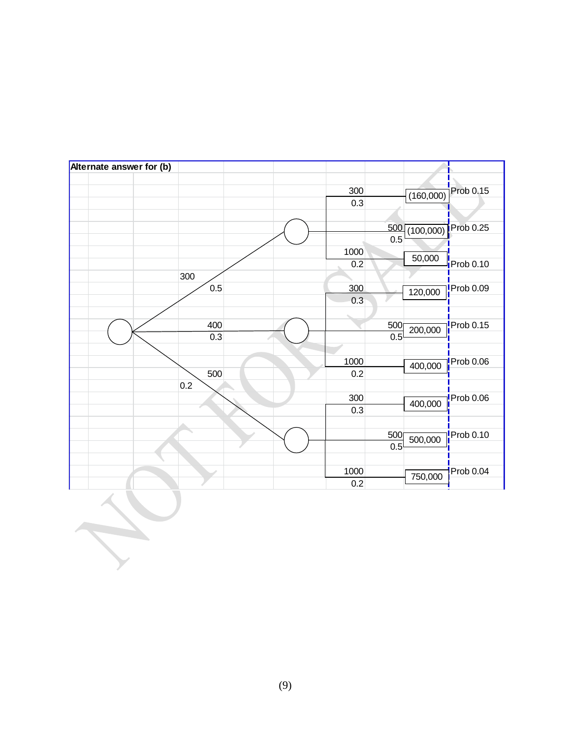**Alternate answer for (b)**

300
0.5

400
0.3

500
0.2

300
0.3
(160,000)
Prob 0.15

500
0.5
(100,000)
Prob 0.25

1000
0.2
50,000
Prob 0.10

300
0.3
120,000
Prob 0.09

500
0.5
200,000
Prob 0.15

1000
0.2
400,000
Prob 0.06

300
0.3
400,000
Prob 0.06

500
0.5
500,000
Prob 0.10

1000
0.2
750,000
Prob 0.04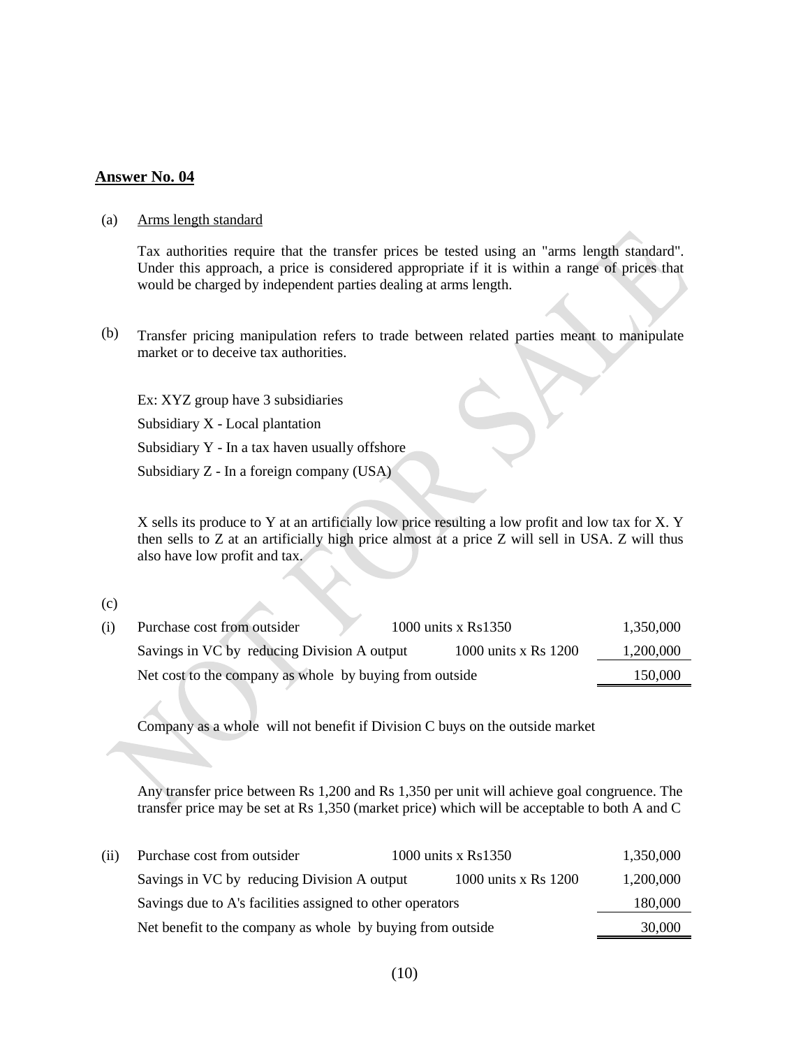## Answer No. 04

(a) Arms length standard

Tax authorities require that the transfer prices be tested using an "arms length standard". Under this approach, a price is considered appropriate if it is within a range of prices that would be charged by independent parties dealing at arms length.

(b) Transfer pricing manipulation refers to trade between related parties meant to manipulate market or to deceive tax authorities.

Ex: XYZ group have 3 subsidiaries

Subsidiary X - Local plantation

Subsidiary Y - In a tax haven usually offshore

Subsidiary Z - In a foreign company (USA)

X sells its produce to Y at an artificially low price resulting a low profit and low tax for X. Y then sells to Z at an artificially high price almost at a price Z will sell in USA. Z will thus also have low profit and tax.

(c)

(i)

| | | |
|---|---|---|
| Purchase cost from outsider | 1000 units x Rs1350 | 1,350,000 |
| Savings in VC by reducing Division A output | 1000 units x Rs 1200 | 1,200,000 |
| Net cost to the company as whole by buying from outside | | 150,000 |

Company as a whole will not benefit if Division C buys on the outside market

Any transfer price between Rs 1,200 and Rs 1,350 per unit will achieve goal congruence. The transfer price may be set at Rs 1,350 (market price) which will be acceptable to both A and C

(ii)

| | | |
|---|---|---|
| Purchase cost from outsider | 1000 units x Rs1350 | 1,350,000 |
| Savings in VC by reducing Division A output | 1000 units x Rs 1200 | 1,200,000 |
| Savings due to A's facilities assigned to other operators | | 180,000 |
| Net benefit to the company as whole by buying from outside | | 30,000 |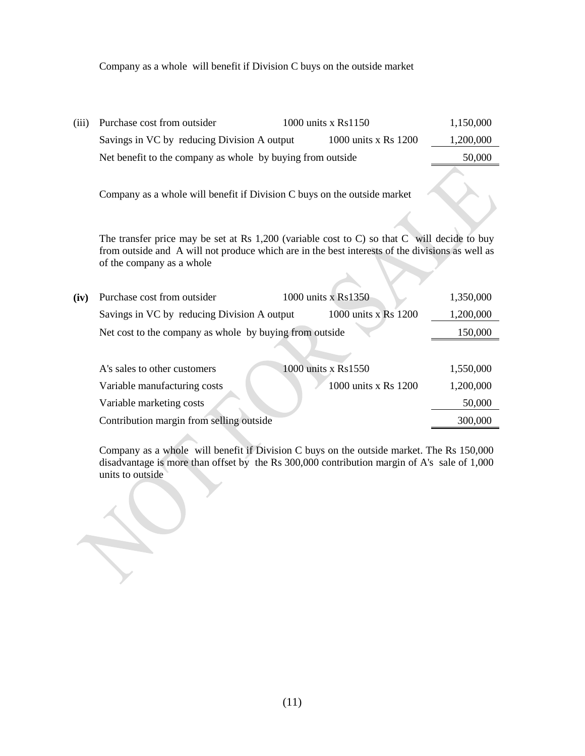Company as a whole will benefit if Division C buys on the outside market

| | | | |
|---|---|---|---|
| (iii) | Purchase cost from outsider | 1000 units x Rs1150 | 1,150,000 |
| | Savings in VC by reducing Division A output | 1000 units x Rs 1200 | 1,200,000 |
| | Net benefit to the company as whole by buying from outside | | 50,000 |

Company as a whole will benefit if Division C buys on the outside market

The transfer price may be set at Rs 1,200 (variable cost to C) so that C will decide to buy from outside and A will not produce which are in the best interests of the divisions as well as of the company as a whole

| | | | |
|---|---|---|---|
| **(iv)** | Purchase cost from outsider | 1000 units x Rs1350 | 1,350,000 |
| | Savings in VC by reducing Division A output | 1000 units x Rs 1200 | 1,200,000 |
| | Net cost to the company as whole by buying from outside | | 150,000 |
| | | | |
| | A's sales to other customers | 1000 units x Rs1550 | 1,550,000 |
| | Variable manufacturing costs | 1000 units x Rs 1200 | 1,200,000 |
| | Variable marketing costs | | 50,000 |
| | Contribution margin from selling outside | | 300,000 |

Company as a whole will benefit if Division C buys on the outside market. The Rs 150,000 disadvantage is more than offset by the Rs 300,000 contribution margin of A's sale of 1,000 units to outside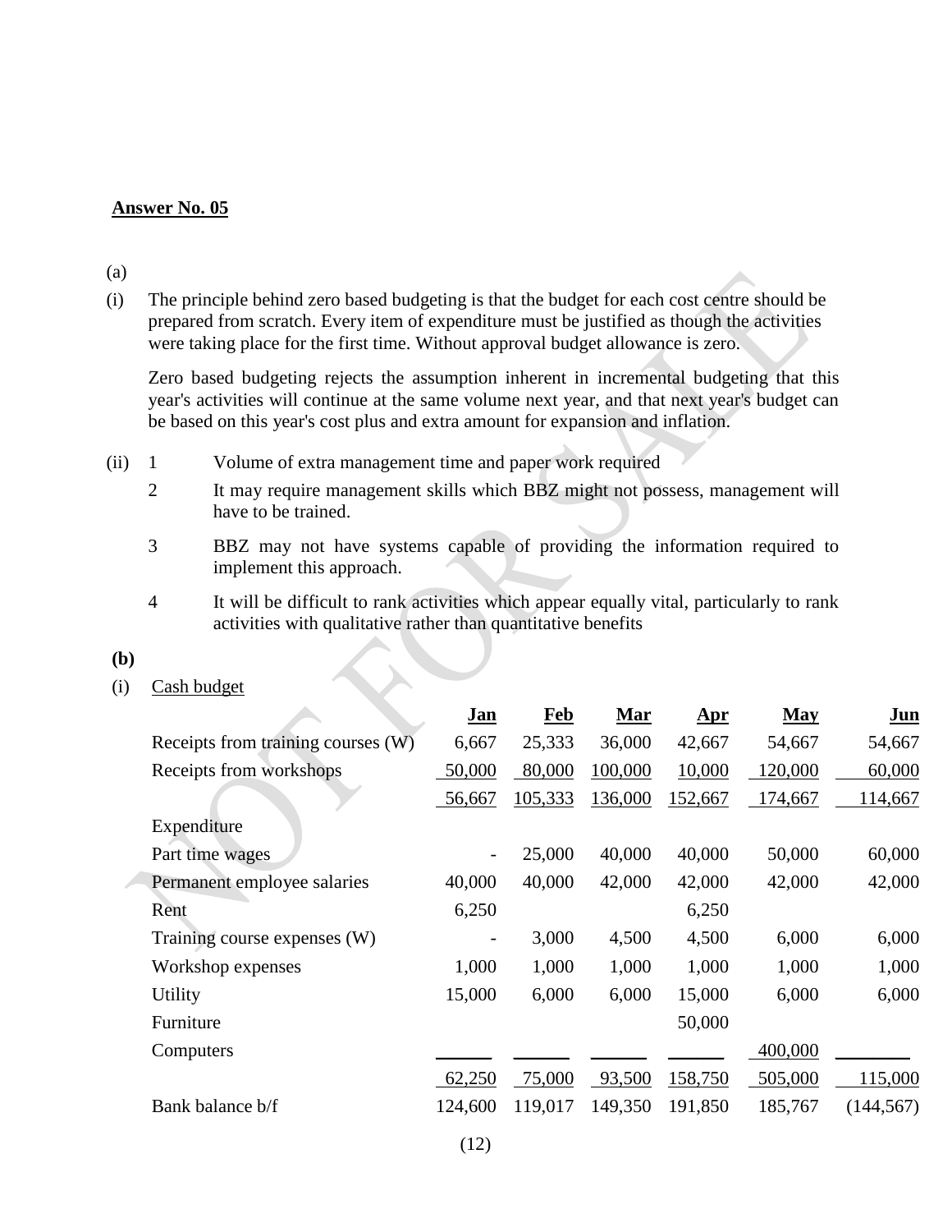**Answer No. 05**

(a)

(i) The principle behind zero based budgeting is that the budget for each cost centre should be prepared from scratch. Every item of expenditure must be justified as though the activities were taking place for the first time. Without approval budget allowance is zero.

Zero based budgeting rejects the assumption inherent in incremental budgeting that this year's activities will continue at the same volume next year, and that next year's budget can be based on this year's cost plus and extra amount for expansion and inflation.

(ii)
1. Volume of extra management time and paper work required
2. It may require management skills which BBZ might not possess, management will have to be trained.
3. BBZ may not have systems capable of providing the information required to implement this approach.
4. It will be difficult to rank activities which appear equally vital, particularly to rank activities with qualitative rather than quantitative benefits

**(b)**

(i) Cash budget

| | Jan | Feb | Mar | Apr | May | Jun |
|---|---|---|---|---|---|---|
| Receipts from training courses (W) | 6,667 | 25,333 | 36,000 | 42,667 | 54,667 | 54,667 |
| Receipts from workshops | 50,000 | 80,000 | 100,000 | 10,000 | 120,000 | 60,000 |
| | 56,667 | 105,333 | 136,000 | 152,667 | 174,667 | 114,667 |
| Expenditure | | | | | | |
| Part time wages | - | 25,000 | 40,000 | 40,000 | 50,000 | 60,000 |
| Permanent employee salaries | 40,000 | 40,000 | 42,000 | 42,000 | 42,000 | 42,000 |
| Rent | 6,250 | | | 6,250 | | |
| Training course expenses (W) | - | 3,000 | 4,500 | 4,500 | 6,000 | 6,000 |
| Workshop expenses | 1,000 | 1,000 | 1,000 | 1,000 | 1,000 | 1,000 |
| Utility | 15,000 | 6,000 | 6,000 | 15,000 | 6,000 | 6,000 |
| Furniture | | | | 50,000 | | |
| Computers | | | | | 400,000 | |
| | 62,250 | 75,000 | 93,500 | 158,750 | 505,000 | 115,000 |
| Bank balance b/f | 124,600 | 119,017 | 149,350 | 191,850 | 185,767 | (144,567) |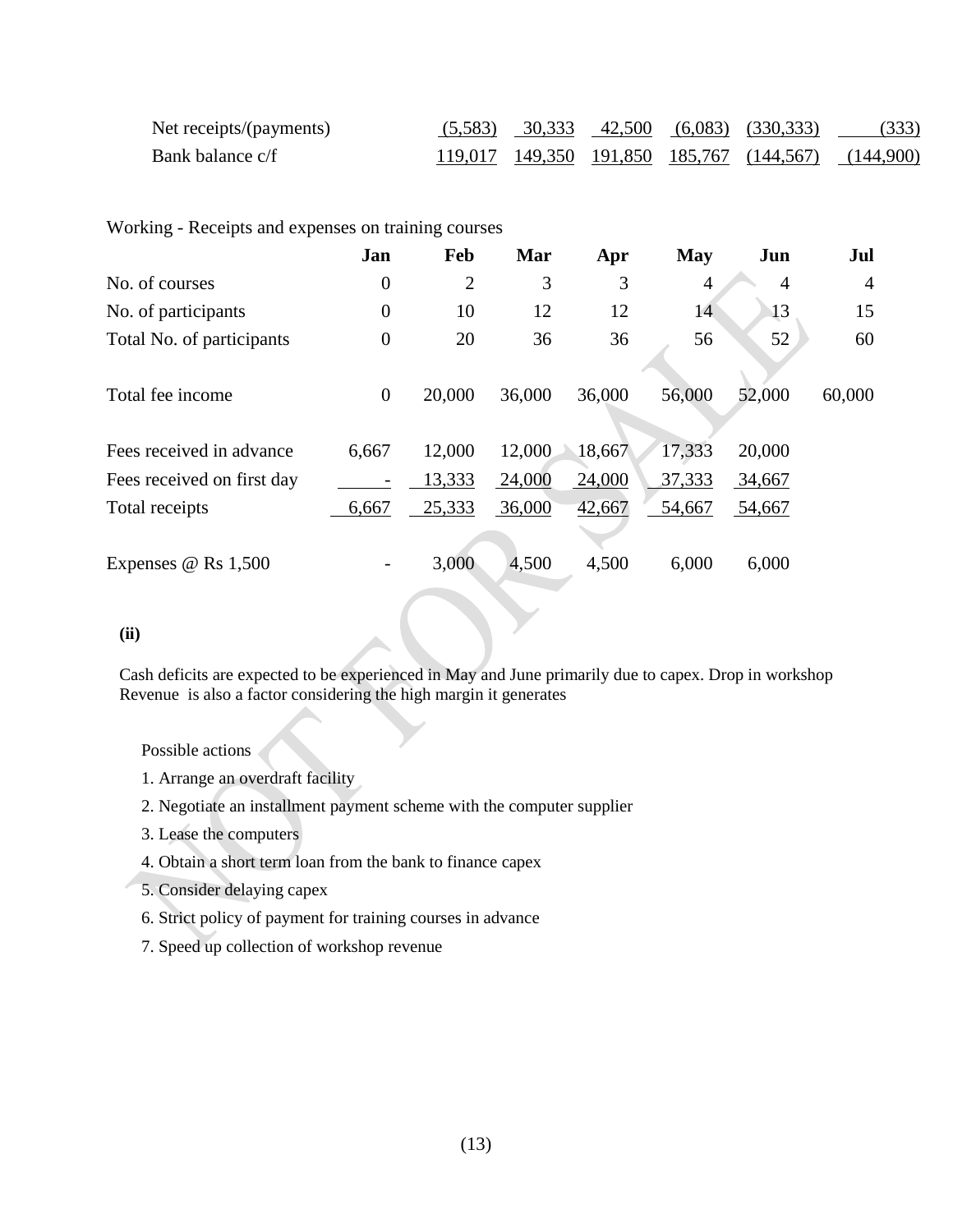| | | | | | | |
|---|---|---|---|---|---|---|
| Net receipts/(payments) | (5,583) | 30,333 | 42,500 | (6,083) | (330,333) | (333) |
| Bank balance c/f | 119,017 | 149,350 | 191,850 | 185,767 | (144,567) | (144,900) |

Working - Receipts and expenses on training courses

| | Jan | Feb | Mar | Apr | May | Jun | Jul |
|---|---|---|---|---|---|---|---|
| No. of courses | 0 | 2 | 3 | 3 | 4 | 4 | 4 |
| No. of participants | 0 | 10 | 12 | 12 | 14 | 13 | 15 |
| Total No. of participants | 0 | 20 | 36 | 36 | 56 | 52 | 60 |
| Total fee income | 0 | 20,000 | 36,000 | 36,000 | 56,000 | 52,000 | 60,000 |
| Fees received in advance | 6,667 | 12,000 | 12,000 | 18,667 | 17,333 | 20,000 | |
| Fees received on first day | - | 13,333 | 24,000 | 24,000 | 37,333 | 34,667 | |
| Total receipts | 6,667 | 25,333 | 36,000 | 42,667 | 54,667 | 54,667 | |
| Expenses @ Rs 1,500 | - | 3,000 | 4,500 | 4,500 | 6,000 | 6,000 | |

**(ii)**

Cash deficits are expected to be experienced in May and June primarily due to capex. Drop in workshop Revenue is also a factor considering the high margin it generates

Possible actions

1. Arrange an overdraft facility
2. Negotiate an installment payment scheme with the computer supplier
3. Lease the computers
4. Obtain a short term loan from the bank to finance capex
5. Consider delaying capex
6. Strict policy of payment for training courses in advance
7. Speed up collection of workshop revenue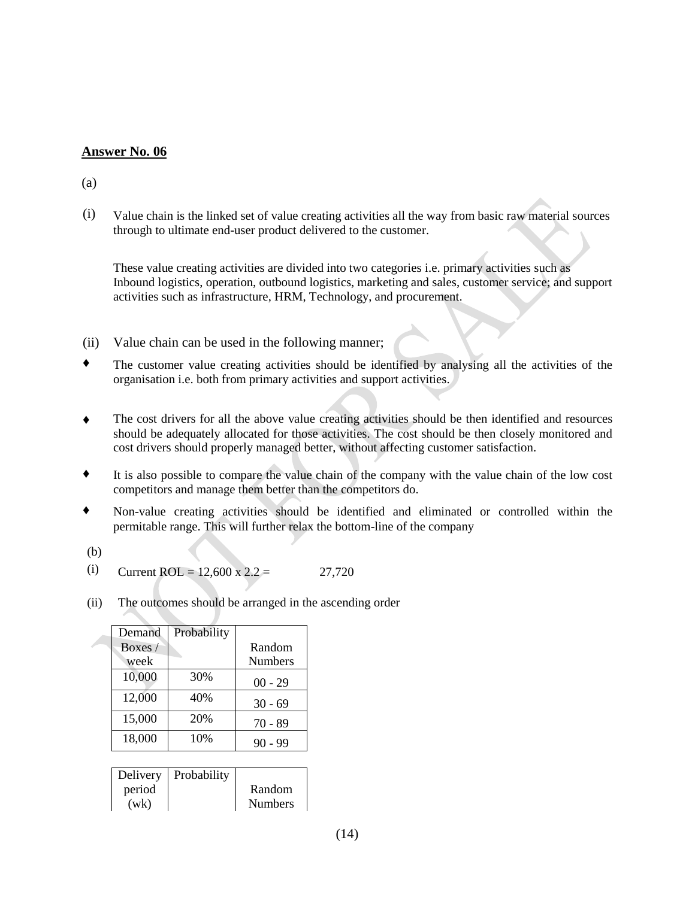## Answer No. 06

(a)

(i) Value chain is the linked set of value creating activities all the way from basic raw material sources through to ultimate end-user product delivered to the customer.

These value creating activities are divided into two categories i.e. primary activities such as Inbound logistics, operation, outbound logistics, marketing and sales, customer service; and support activities such as infrastructure, HRM, Technology, and procurement.

(ii) Value chain can be used in the following manner;

- The customer value creating activities should be identified by analysing all the activities of the organisation i.e. both from primary activities and support activities.
- The cost drivers for all the above value creating activities should be then identified and resources should be adequately allocated for those activities. The cost should be then closely monitored and cost drivers should properly managed better, without affecting customer satisfaction.
- It is also possible to compare the value chain of the company with the value chain of the low cost competitors and manage them better than the competitors do.
- Non-value creating activities should be identified and eliminated or controlled within the permitable range. This will further relax the bottom-line of the company

(b)

(i) Current ROL = 12,600 x 2.2 = 27,720

(ii) The outcomes should be arranged in the ascending order

| Demand Boxes / week | Probability | Random Numbers |
|---|---|---|
| 10,000 | 30% | 00 - 29 |
| 12,000 | 40% | 30 - 69 |
| 15,000 | 20% | 70 - 89 |
| 18,000 | 10% | 90 - 99 |

| Delivery period (wk) | Probability | Random Numbers |
|---|---|---|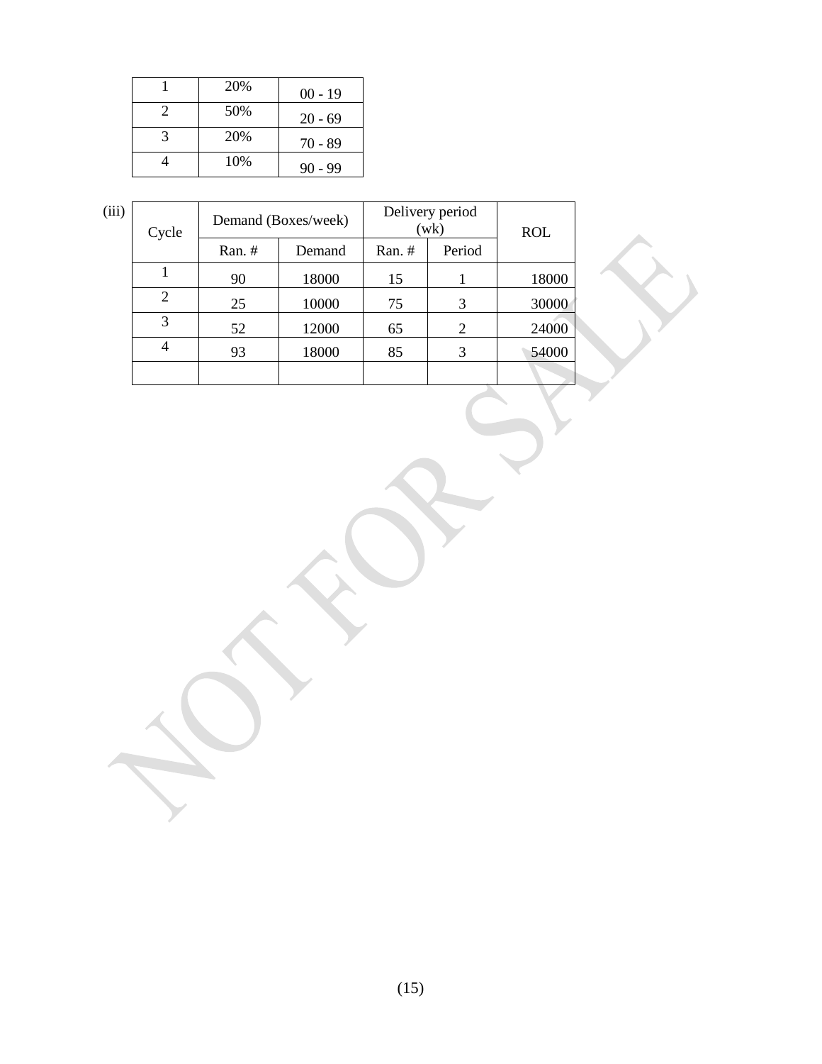| | | |
|---|---|---|
| 1 | 20% | 00 - 19 |
| 2 | 50% | 20 - 69 |
| 3 | 20% | 70 - 89 |
| 4 | 10% | 90 - 99 |

(iii)

| Cycle | Demand (Boxes/week) | | Delivery period (wk) | | ROL |
|---|---|---|---|---|---|
| | Ran. # | Demand | Ran. # | Period | |
| 1 | 90 | 18000 | 15 | 1 | 18000 |
| 2 | 25 | 10000 | 75 | 3 | 30000 |
| 3 | 52 | 12000 | 65 | 2 | 24000 |
| 4 | 93 | 18000 | 85 | 3 | 54000 |
| | | | | | |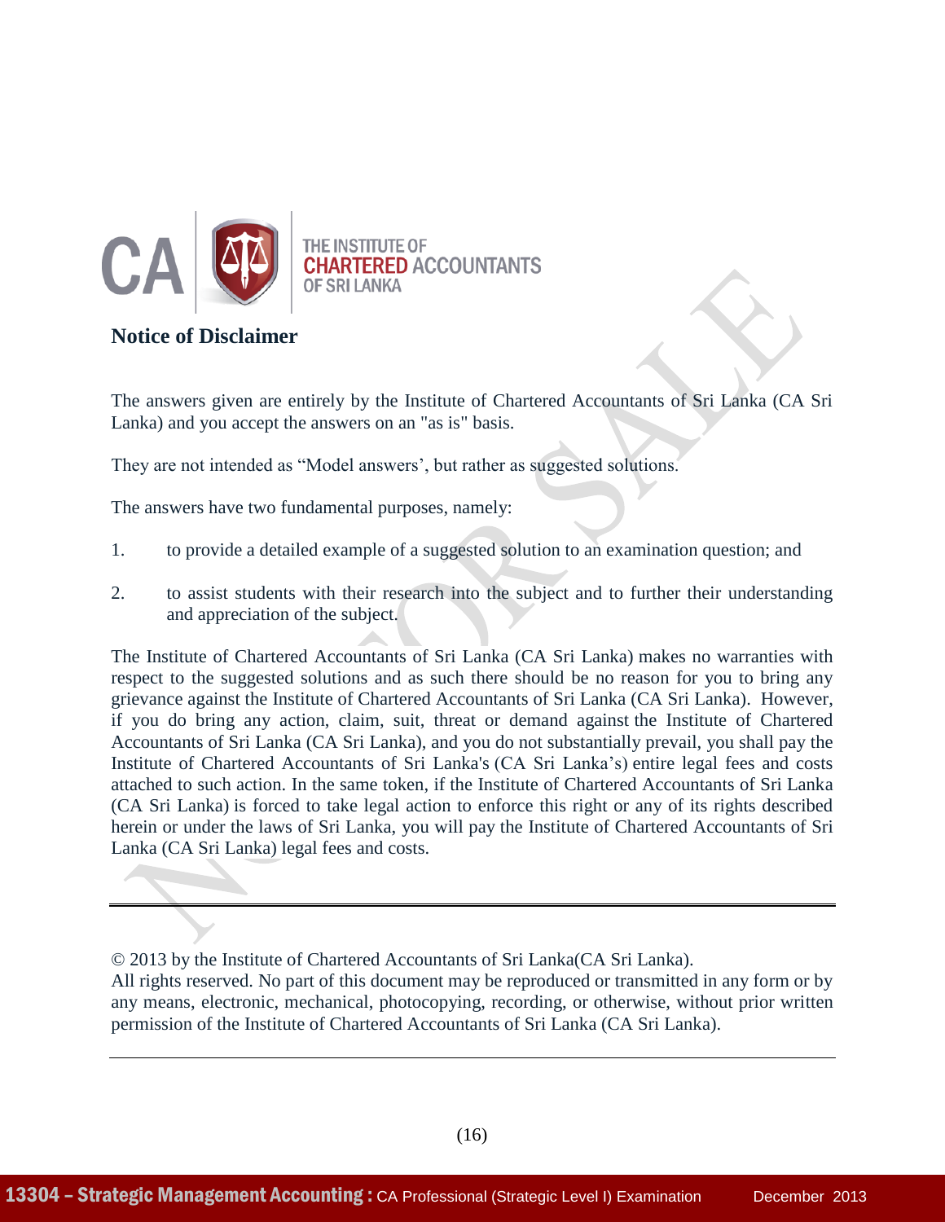THE INSTITUTE OF CHARTERED ACCOUNTANTS OF SRI LANKA

## Notice of Disclaimer

The answers given are entirely by the Institute of Chartered Accountants of Sri Lanka (CA Sri Lanka) and you accept the answers on an "as is" basis.

They are not intended as "Model answers', but rather as suggested solutions.

The answers have two fundamental purposes, namely:

1. to provide a detailed example of a suggested solution to an examination question; and
2. to assist students with their research into the subject and to further their understanding and appreciation of the subject.

The Institute of Chartered Accountants of Sri Lanka (CA Sri Lanka) makes no warranties with respect to the suggested solutions and as such there should be no reason for you to bring any grievance against the Institute of Chartered Accountants of Sri Lanka (CA Sri Lanka). However, if you do bring any action, claim, suit, threat or demand against the Institute of Chartered Accountants of Sri Lanka (CA Sri Lanka), and you do not substantially prevail, you shall pay the Institute of Chartered Accountants of Sri Lanka's (CA Sri Lanka's) entire legal fees and costs attached to such action. In the same token, if the Institute of Chartered Accountants of Sri Lanka (CA Sri Lanka) is forced to take legal action to enforce this right or any of its rights described herein or under the laws of Sri Lanka, you will pay the Institute of Chartered Accountants of Sri Lanka (CA Sri Lanka) legal fees and costs.

---

© 2013 by the Institute of Chartered Accountants of Sri Lanka(CA Sri Lanka).
All rights reserved. No part of this document may be reproduced or transmitted in any form or by any means, electronic, mechanical, photocopying, recording, or otherwise, without prior written permission of the Institute of Chartered Accountants of Sri Lanka (CA Sri Lanka).